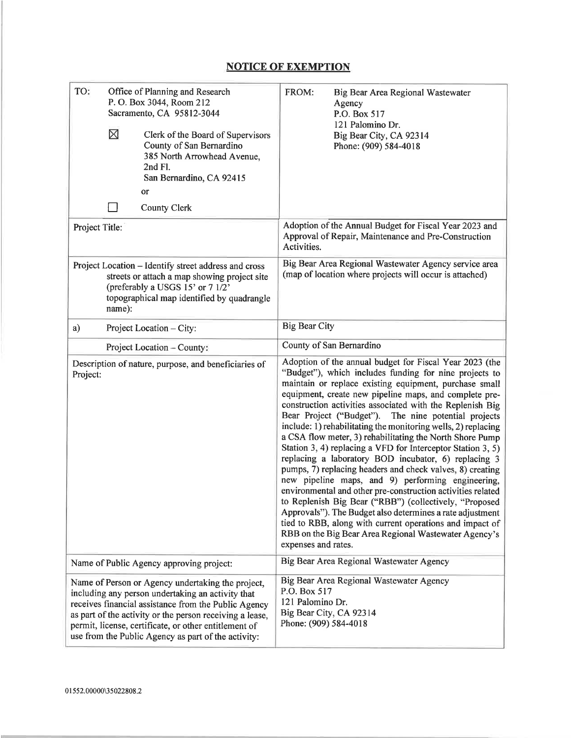# NOTICE OF EXEMPTION

| TO: Office of Planning and Research<br>P. O. Box 3044, Room 212<br>Sacramento, CA 95812-3044<br><br>☒ Clerk of the Board of Supervisors<br>County of San Bernardino<br>385 North Arrowhead Avenue, 2nd Fl.<br>San Bernardino, CA 92415<br>or<br>☐ County Clerk | FROM: Big Bear Area Regional Wastewater Agency<br>P.O. Box 517<br>121 Palomino Dr.<br>Big Bear City, CA 92314<br>Phone: (909) 584-4018 |
|---|---|
| Project Title: | Adoption of the Annual Budget for Fiscal Year 2023 and Approval of Repair, Maintenance and Pre-Construction Activities. |
| Project Location – Identify street address and cross streets or attach a map showing project site (preferably a USGS 15' or 7 1/2' topographical map identified by quadrangle name): | Big Bear Area Regional Wastewater Agency service area (map of location where projects will occur is attached) |
| a) Project Location – City: | Big Bear City |
| Project Location – County: | County of San Bernardino |
| Description of nature, purpose, and beneficiaries of Project: | Adoption of the annual budget for Fiscal Year 2023 (the "Budget"), which includes funding for nine projects to maintain or replace existing equipment, purchase small equipment, create new pipeline maps, and complete pre-construction activities associated with the Replenish Big Bear Project ("Budget"). The nine potential projects include: 1) rehabilitating the monitoring wells, 2) replacing a CSA flow meter, 3) rehabilitating the North Shore Pump Station 3, 4) replacing a VFD for Interceptor Station 3, 5) replacing a laboratory BOD incubator, 6) replacing 3 pumps, 7) replacing headers and check valves, 8) creating new pipeline maps, and 9) performing engineering, environmental and other pre-construction activities related to Replenish Big Bear ("RBB") (collectively, "Proposed Approvals"). The Budget also determines a rate adjustment tied to RBB, along with current operations and impact of RBB on the Big Bear Area Regional Wastewater Agency's expenses and rates. |
| Name of Public Agency approving project: | Big Bear Area Regional Wastewater Agency |
| Name of Person or Agency undertaking the project, including any person undertaking an activity that receives financial assistance from the Public Agency as part of the activity or the person receiving a lease, permit, license, certificate, or other entitlement of use from the Public Agency as part of the activity: | Big Bear Area Regional Wastewater Agency<br>P.O. Box 517<br>121 Palomino Dr.<br>Big Bear City, CA 92314<br>Phone: (909) 584-4018 |

01552.00000\35022808.2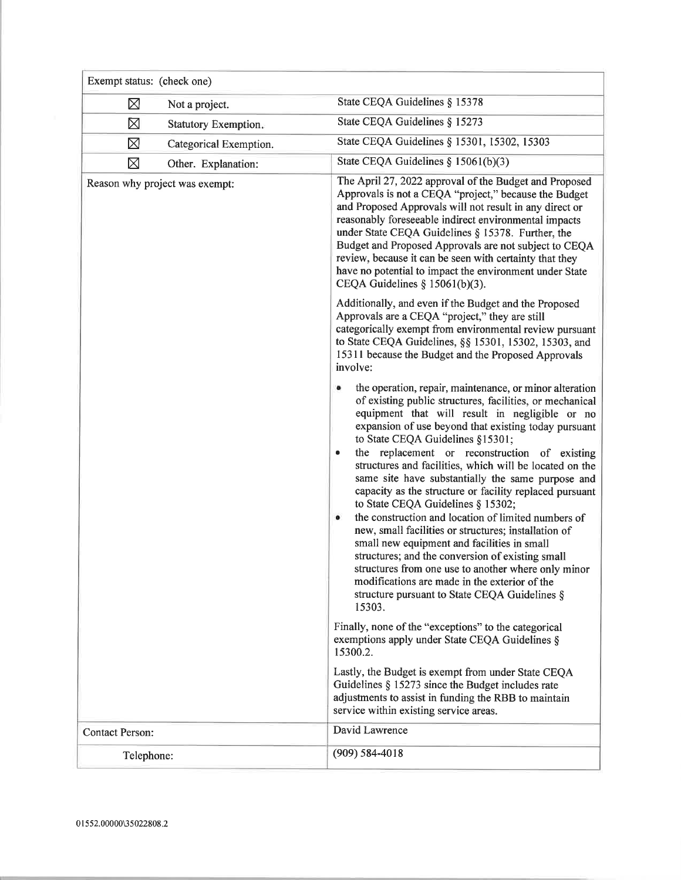| Exempt status: (check one) | | |
|---|---|---|
| ☒ | Not a project. | State CEQA Guidelines § 15378 |
| ☒ | Statutory Exemption. | State CEQA Guidelines § 15273 |
| ☒ | Categorical Exemption. | State CEQA Guidelines § 15301, 15302, 15303 |
| ☒ | Other. Explanation: | State CEQA Guidelines § 15061(b)(3) |
| Reason why project was exempt: | | The April 27, 2022 approval of the Budget and Proposed Approvals is not a CEQA "project," because the Budget and Proposed Approvals will not result in any direct or reasonably foreseeable indirect environmental impacts under State CEQA Guidelines § 15378. Further, the Budget and Proposed Approvals are not subject to CEQA review, because it can be seen with certainty that they have no potential to impact the environment under State CEQA Guidelines § 15061(b)(3).<br><br>Additionally, and even if the Budget and the Proposed Approvals are a CEQA "project," they are still categorically exempt from environmental review pursuant to State CEQA Guidelines, §§ 15301, 15302, 15303, and 15311 because the Budget and the Proposed Approvals involve:<br><br>• the operation, repair, maintenance, or minor alteration of existing public structures, facilities, or mechanical equipment that will result in negligible or no expansion of use beyond that existing today pursuant to State CEQA Guidelines §15301;<br>• the replacement or reconstruction of existing structures and facilities, which will be located on the same site have substantially the same purpose and capacity as the structure or facility replaced pursuant to State CEQA Guidelines § 15302;<br>• the construction and location of limited numbers of new, small facilities or structures; installation of small new equipment and facilities in small structures; and the conversion of existing small structures from one use to another where only minor modifications are made in the exterior of the structure pursuant to State CEQA Guidelines § 15303.<br><br>Finally, none of the "exceptions" to the categorical exemptions apply under State CEQA Guidelines § 15300.2.<br><br>Lastly, the Budget is exempt from under State CEQA Guidelines § 15273 since the Budget includes rate adjustments to assist in funding the RBB to maintain service within existing service areas. |
| Contact Person: | | David Lawrence |
| Telephone: | | (909) 584-4018 |

01552.00000\35022808.2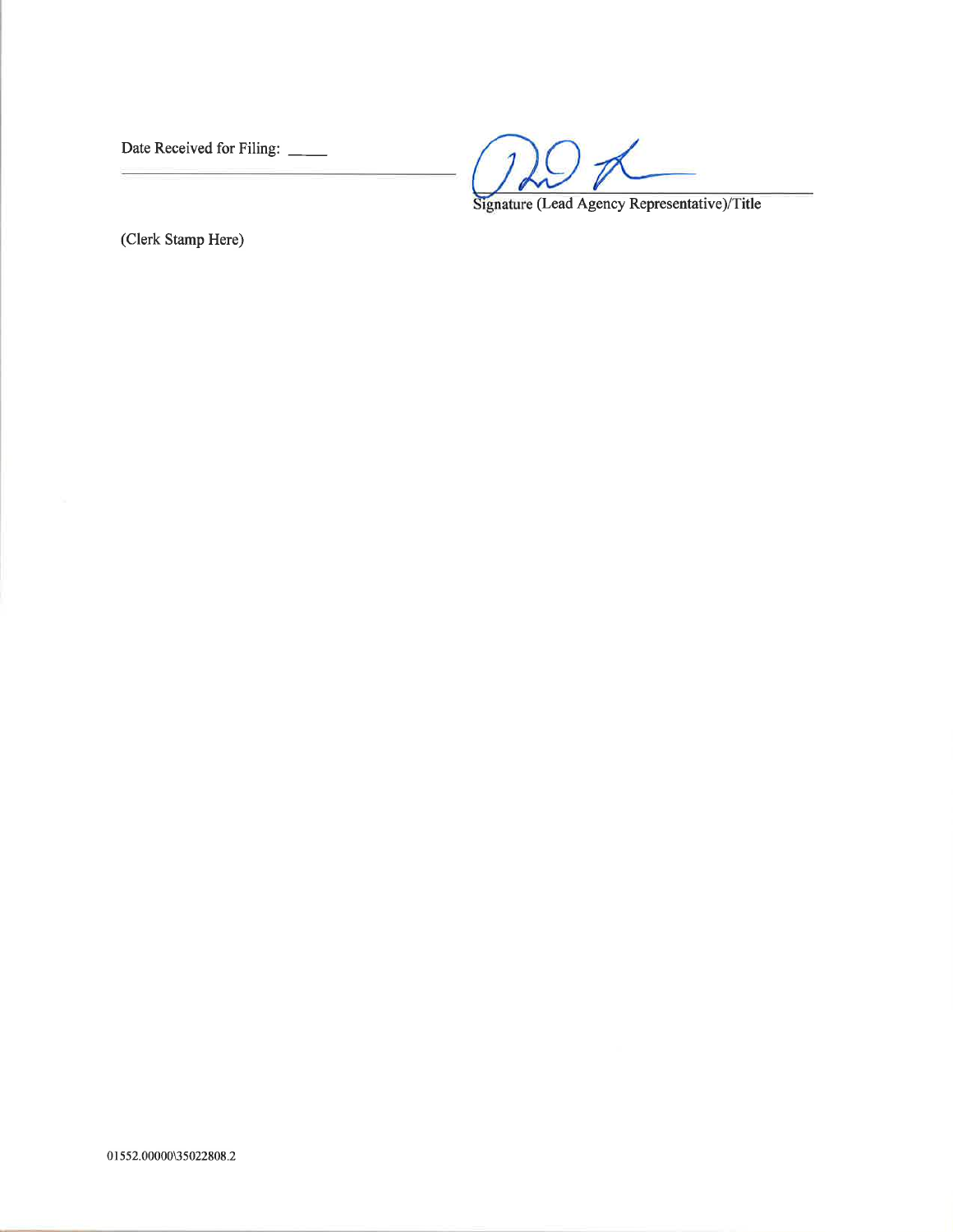Date Received for Filing: ____

_______________________________

Signature (Lead Agency Representative)/Title

(Clerk Stamp Here)

01552.00000\35022808.2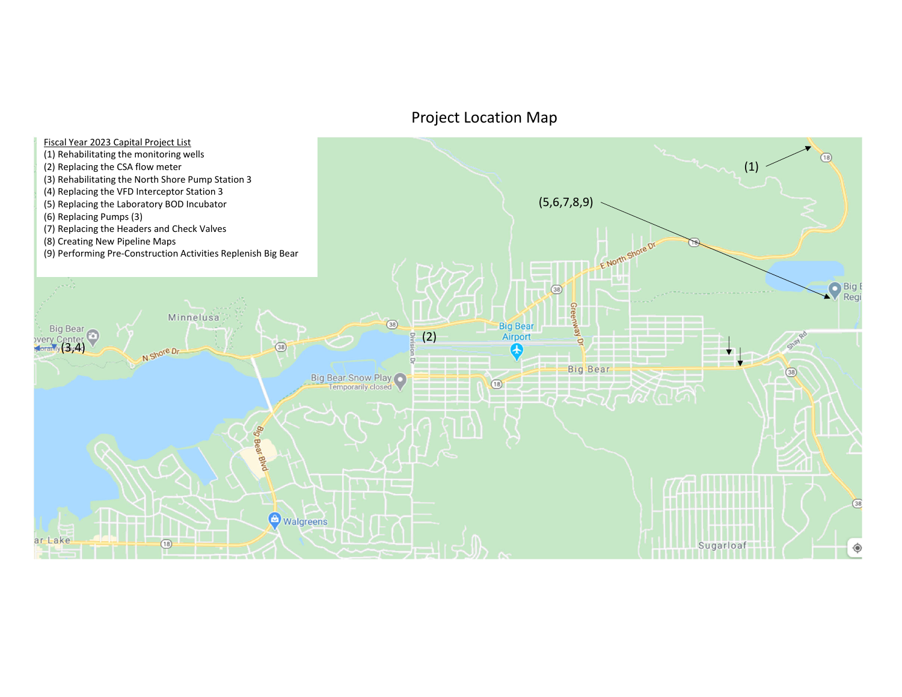# Project Location Map

Fiscal Year 2023 Capital Project List

(1) Rehabilitating the monitoring wells
(2) Replacing the CSA flow meter
(3) Rehabilitating the North Shore Pump Station 3
(4) Replacing the VFD Interceptor Station 3
(5) Replacing the Laboratory BOD Incubator
(6) Replacing Pumps (3)
(7) Replacing the Headers and Check Valves
(8) Creating New Pipeline Maps
(9) Performing Pre-Construction Activities Replenish Big Bear

(1)

(5,6,7,8,9)

(2)

(3,4)